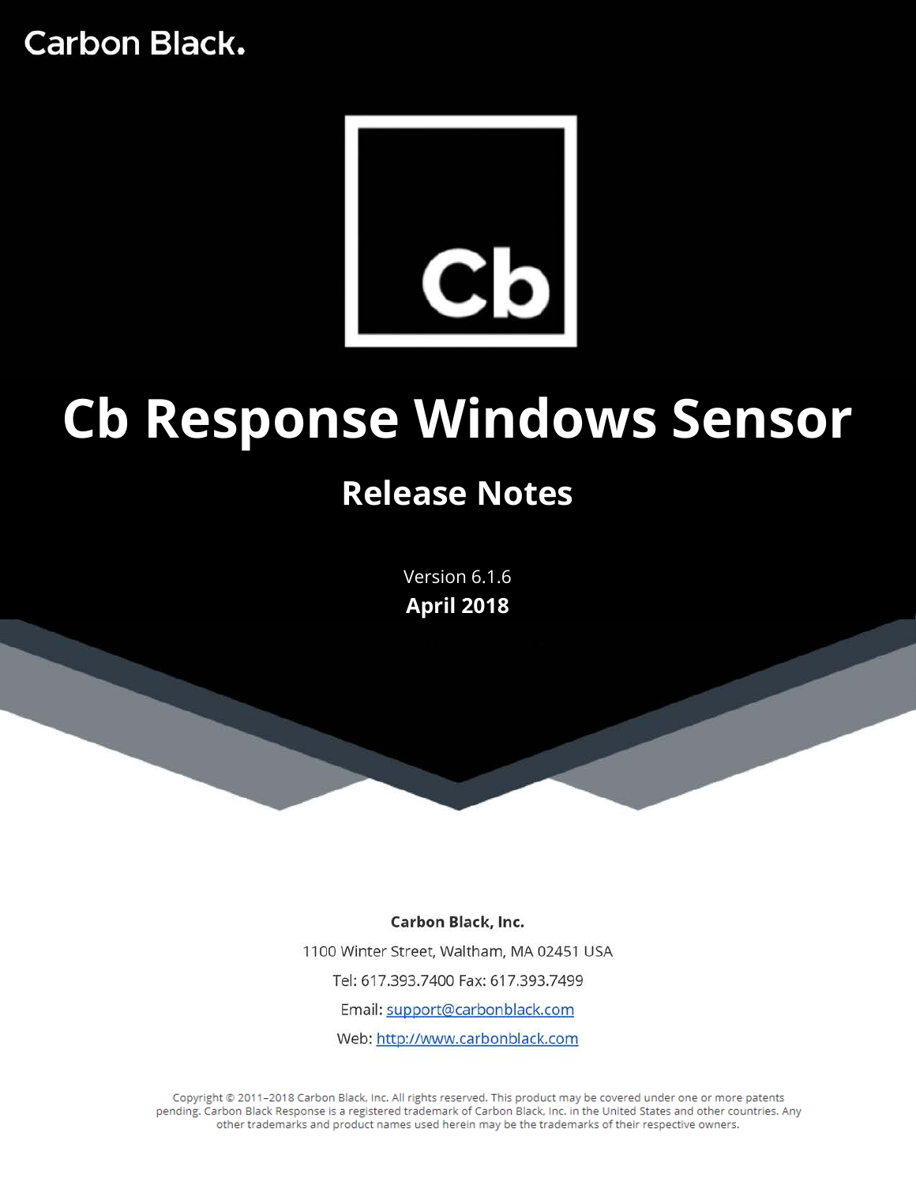Carbon Black.

Cb

# Cb Response Windows Sensor

## Release Notes

Version 6.1.6

**April 2018**

**Carbon Black, Inc.**

1100 Winter Street, Waltham, MA 02451 USA

Tel: 617.393.7400 Fax: 617.393.7499

Email: support@carbonblack.com

Web: http://www.carbonblack.com

Copyright © 2011–2018 Carbon Black, Inc. All rights reserved. This product may be covered under one or more patents pending. Carbon Black Response is a registered trademark of Carbon Black, Inc. in the United States and other countries. Any other trademarks and product names used herein may be the trademarks of their respective owners.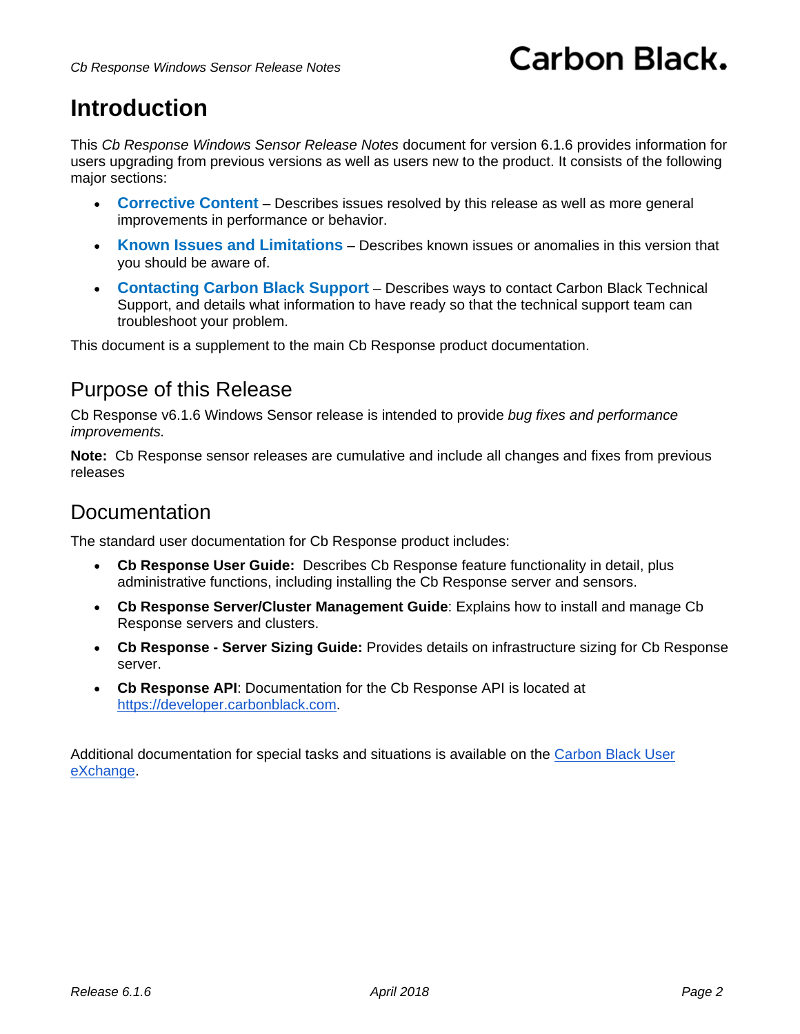# Introduction

This *Cb Response Windows Sensor Release Notes* document for version 6.1.6 provides information for users upgrading from previous versions as well as users new to the product. It consists of the following major sections:

- **Corrective Content** – Describes issues resolved by this release as well as more general improvements in performance or behavior.
- **Known Issues and Limitations** – Describes known issues or anomalies in this version that you should be aware of.
- **Contacting Carbon Black Support** – Describes ways to contact Carbon Black Technical Support, and details what information to have ready so that the technical support team can troubleshoot your problem.

This document is a supplement to the main Cb Response product documentation.

## Purpose of this Release

Cb Response v6.1.6 Windows Sensor release is intended to provide *bug fixes and performance improvements.*

**Note:** Cb Response sensor releases are cumulative and include all changes and fixes from previous releases

## Documentation

The standard user documentation for Cb Response product includes:

- **Cb Response User Guide:** Describes Cb Response feature functionality in detail, plus administrative functions, including installing the Cb Response server and sensors.
- **Cb Response Server/Cluster Management Guide**: Explains how to install and manage Cb Response servers and clusters.
- **Cb Response - Server Sizing Guide:** Provides details on infrastructure sizing for Cb Response server.
- **Cb Response API**: Documentation for the Cb Response API is located at https://developer.carbonblack.com.

Additional documentation for special tasks and situations is available on the Carbon Black User eXchange.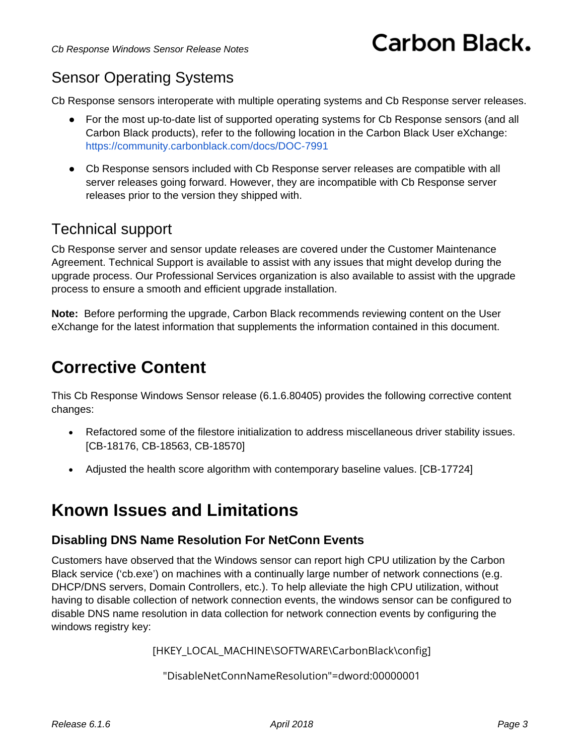## Sensor Operating Systems

Cb Response sensors interoperate with multiple operating systems and Cb Response server releases.

- For the most up-to-date list of supported operating systems for Cb Response sensors (and all Carbon Black products), refer to the following location in the Carbon Black User eXchange: https://community.carbonblack.com/docs/DOC-7991
- Cb Response sensors included with Cb Response server releases are compatible with all server releases going forward. However, they are incompatible with Cb Response server releases prior to the version they shipped with.

## Technical support

Cb Response server and sensor update releases are covered under the Customer Maintenance Agreement. Technical Support is available to assist with any issues that might develop during the upgrade process. Our Professional Services organization is also available to assist with the upgrade process to ensure a smooth and efficient upgrade installation.

**Note:** Before performing the upgrade, Carbon Black recommends reviewing content on the User eXchange for the latest information that supplements the information contained in this document.

# Corrective Content

This Cb Response Windows Sensor release (6.1.6.80405) provides the following corrective content changes:

- Refactored some of the filestore initialization to address miscellaneous driver stability issues. [CB-18176, CB-18563, CB-18570]
- Adjusted the health score algorithm with contemporary baseline values. [CB-17724]

# Known Issues and Limitations

### Disabling DNS Name Resolution For NetConn Events

Customers have observed that the Windows sensor can report high CPU utilization by the Carbon Black service ('cb.exe') on machines with a continually large number of network connections (e.g. DHCP/DNS servers, Domain Controllers, etc.). To help alleviate the high CPU utilization, without having to disable collection of network connection events, the windows sensor can be configured to disable DNS name resolution in data collection for network connection events by configuring the windows registry key:

```
[HKEY_LOCAL_MACHINE\SOFTWARE\CarbonBlack\config]
"DisableNetConnNameResolution"=dword:00000001
```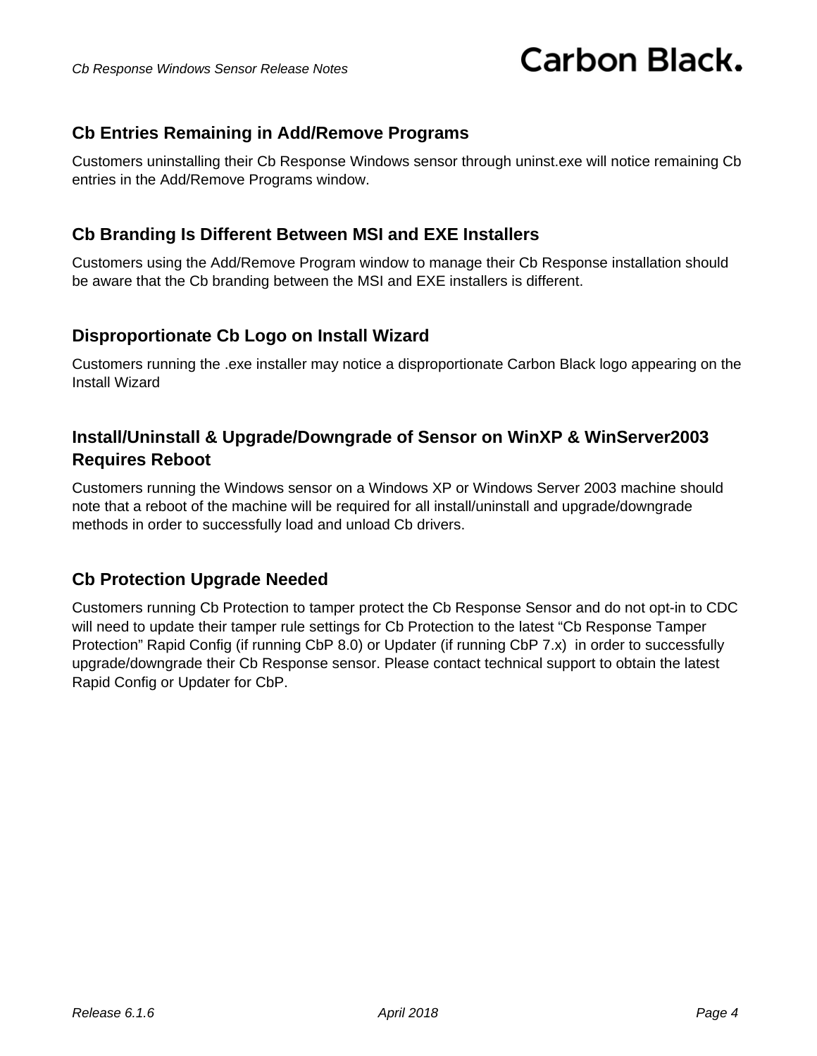### Cb Entries Remaining in Add/Remove Programs

Customers uninstalling their Cb Response Windows sensor through uninst.exe will notice remaining Cb entries in the Add/Remove Programs window.

### Cb Branding Is Different Between MSI and EXE Installers

Customers using the Add/Remove Program window to manage their Cb Response installation should be aware that the Cb branding between the MSI and EXE installers is different.

### Disproportionate Cb Logo on Install Wizard

Customers running the .exe installer may notice a disproportionate Carbon Black logo appearing on the Install Wizard

### Install/Uninstall & Upgrade/Downgrade of Sensor on WinXP & WinServer2003 Requires Reboot

Customers running the Windows sensor on a Windows XP or Windows Server 2003 machine should note that a reboot of the machine will be required for all install/uninstall and upgrade/downgrade methods in order to successfully load and unload Cb drivers.

### Cb Protection Upgrade Needed

Customers running Cb Protection to tamper protect the Cb Response Sensor and do not opt-in to CDC will need to update their tamper rule settings for Cb Protection to the latest “Cb Response Tamper Protection” Rapid Config (if running CbP 8.0) or Updater (if running CbP 7.x) in order to successfully upgrade/downgrade their Cb Response sensor. Please contact technical support to obtain the latest Rapid Config or Updater for CbP.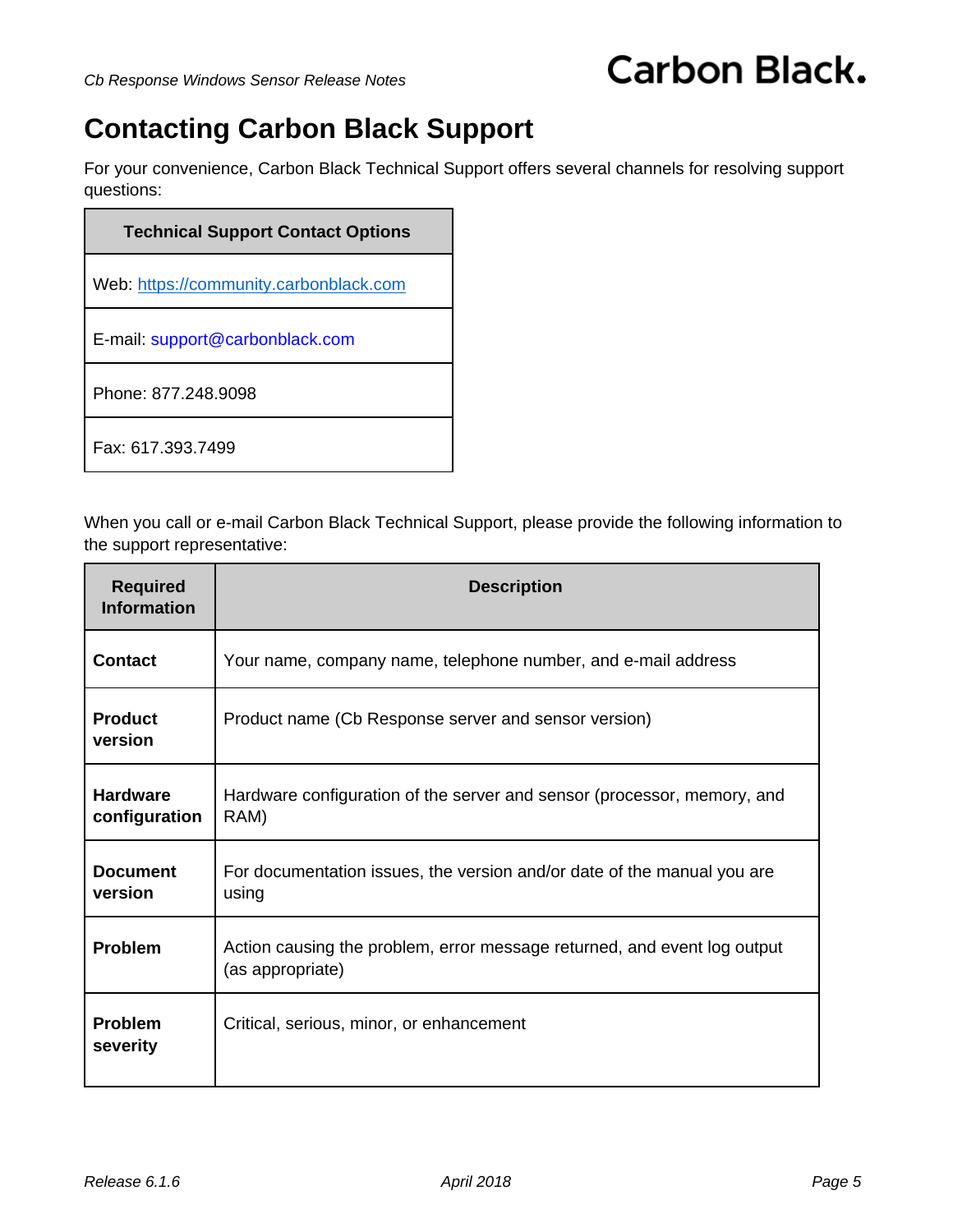# Contacting Carbon Black Support

For your convenience, Carbon Black Technical Support offers several channels for resolving support questions:

| Technical Support Contact Options |
|---|
| Web: [https://community.carbonblack.com](https://community.carbonblack.com) |
| E-mail: support@carbonblack.com |
| Phone: 877.248.9098 |
| Fax: 617.393.7499 |

When you call or e-mail Carbon Black Technical Support, please provide the following information to the support representative:

| Required Information | Description |
|---|---|
| **Contact** | Your name, company name, telephone number, and e-mail address |
| **Product version** | Product name (Cb Response server and sensor version) |
| **Hardware configuration** | Hardware configuration of the server and sensor (processor, memory, and RAM) |
| **Document version** | For documentation issues, the version and/or date of the manual you are using |
| **Problem** | Action causing the problem, error message returned, and event log output (as appropriate) |
| **Problem severity** | Critical, serious, minor, or enhancement |